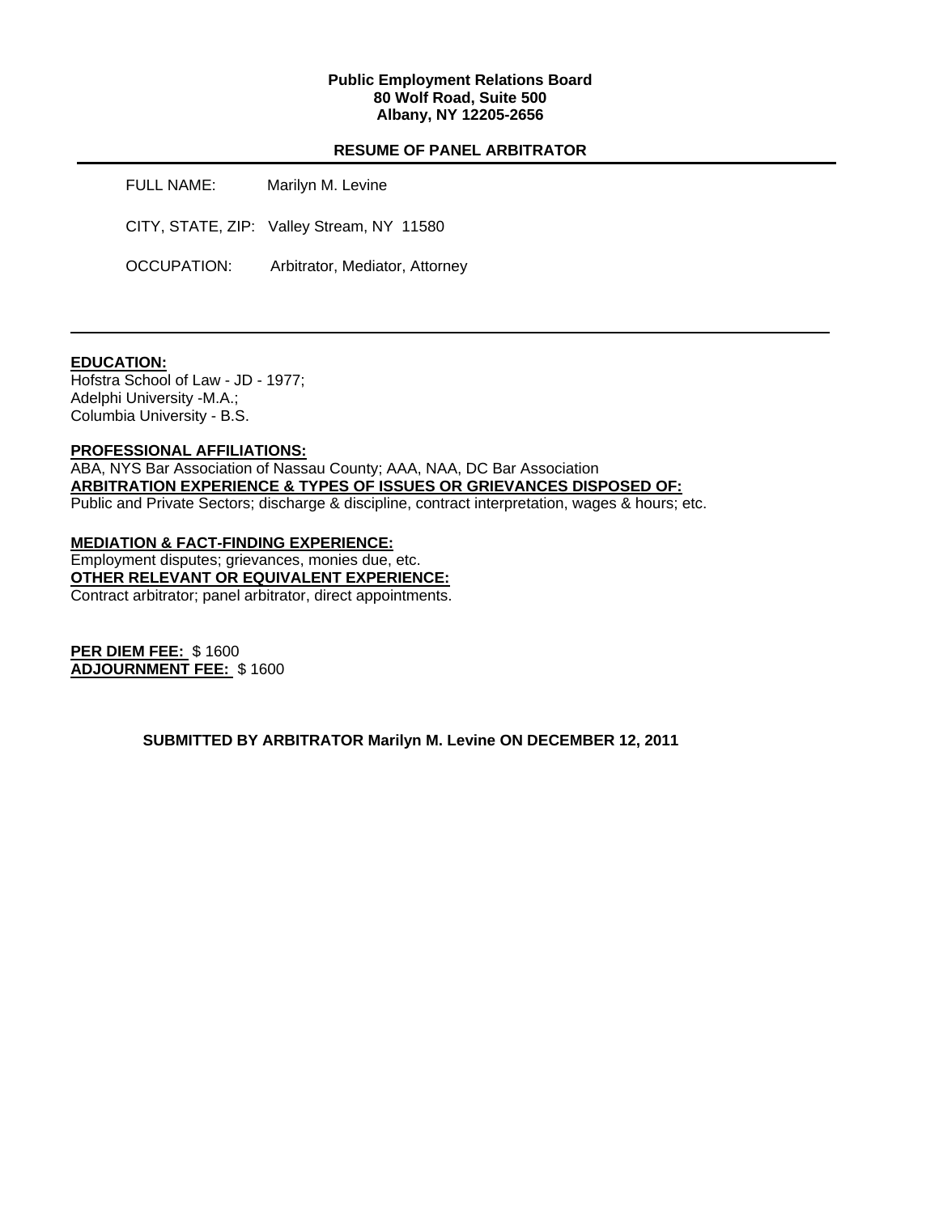**Public Employment Relations Board**
**80 Wolf Road, Suite 500**
**Albany, NY 12205-2656**

**RESUME OF PANEL ARBITRATOR**

---

FULL NAME: Marilyn M. Levine

CITY, STATE, ZIP: Valley Stream, NY 11580

OCCUPATION: Arbitrator, Mediator, Attorney

---

**EDUCATION:**
Hofstra School of Law - JD - 1977;
Adelphi University -M.A.;
Columbia University - B.S.

**PROFESSIONAL AFFILIATIONS:**
ABA, NYS Bar Association of Nassau County; AAA, NAA, DC Bar Association

**ARBITRATION EXPERIENCE & TYPES OF ISSUES OR GRIEVANCES DISPOSED OF:**
Public and Private Sectors; discharge & discipline, contract interpretation, wages & hours; etc.

**MEDIATION & FACT-FINDING EXPERIENCE:**
Employment disputes; grievances, monies due, etc.

**OTHER RELEVANT OR EQUIVALENT EXPERIENCE:**
Contract arbitrator; panel arbitrator, direct appointments.

**PER DIEM FEE:** $ 1600
**ADJOURNMENT FEE:** $ 1600

**SUBMITTED BY ARBITRATOR Marilyn M. Levine ON DECEMBER 12, 2011**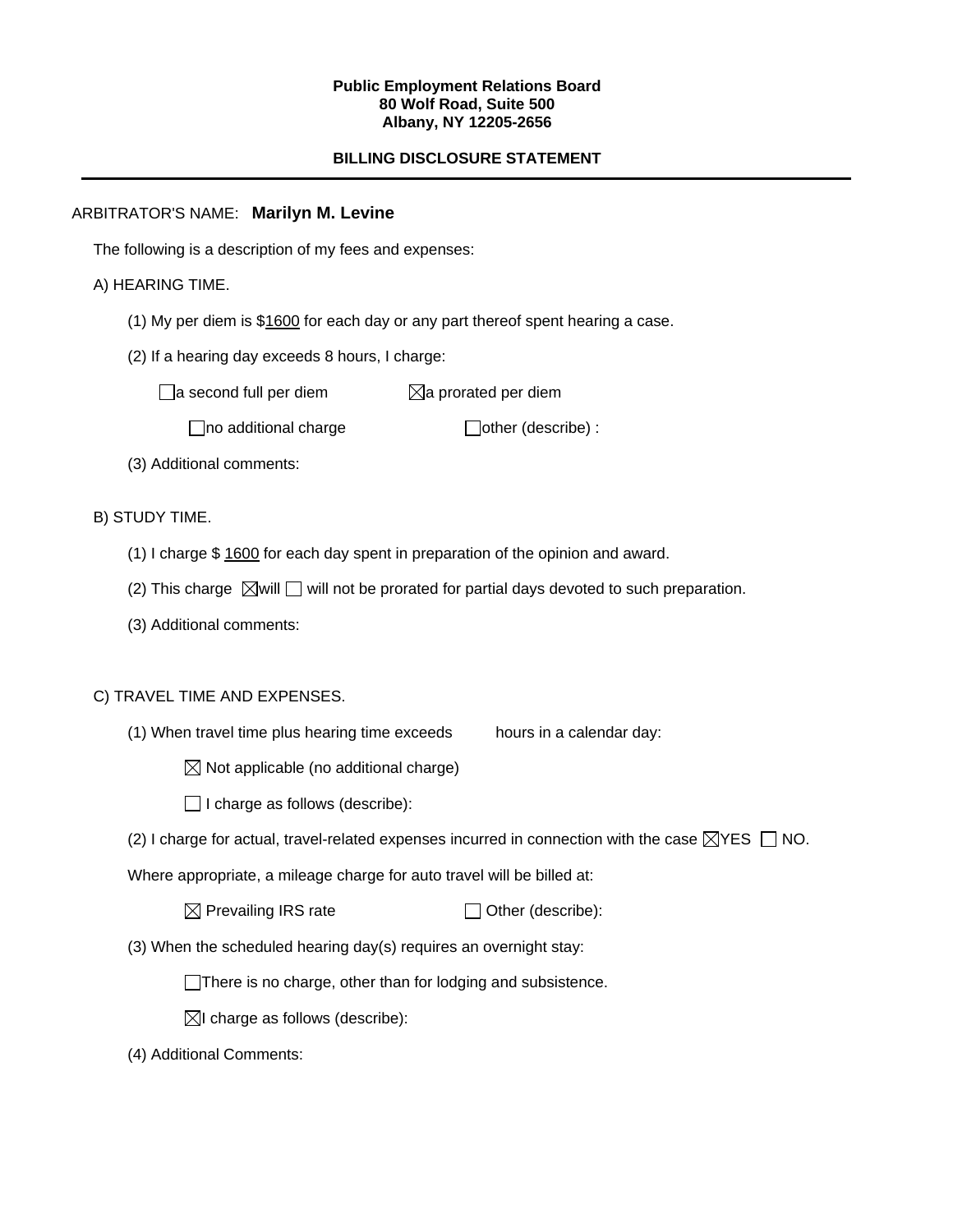**Public Employment Relations Board**
**80 Wolf Road, Suite 500**
**Albany, NY 12205-2656**

**BILLING DISCLOSURE STATEMENT**

---

ARBITRATOR'S NAME: **Marilyn M. Levine**

The following is a description of my fees and expenses:

A) HEARING TIME.

(1) My per diem is $1600 for each day or any part thereof spent hearing a case.

(2) If a hearing day exceeds 8 hours, I charge:

☐ a second full per diem ☒ a prorated per diem

☐ no additional charge ☐ other (describe) :

(3) Additional comments:

B) STUDY TIME.

(1) I charge $ 1600 for each day spent in preparation of the opinion and award.

(2) This charge ☒ will ☐ will not be prorated for partial days devoted to such preparation.

(3) Additional comments:

C) TRAVEL TIME AND EXPENSES.

(1) When travel time plus hearing time exceeds hours in a calendar day:

☒ Not applicable (no additional charge)

☐ I charge as follows (describe):

(2) I charge for actual, travel-related expenses incurred in connection with the case ☒ YES ☐ NO.

Where appropriate, a mileage charge for auto travel will be billed at:

☒ Prevailing IRS rate ☐ Other (describe):

(3) When the scheduled hearing day(s) requires an overnight stay:

☐ There is no charge, other than for lodging and subsistence.

☒ I charge as follows (describe):

(4) Additional Comments: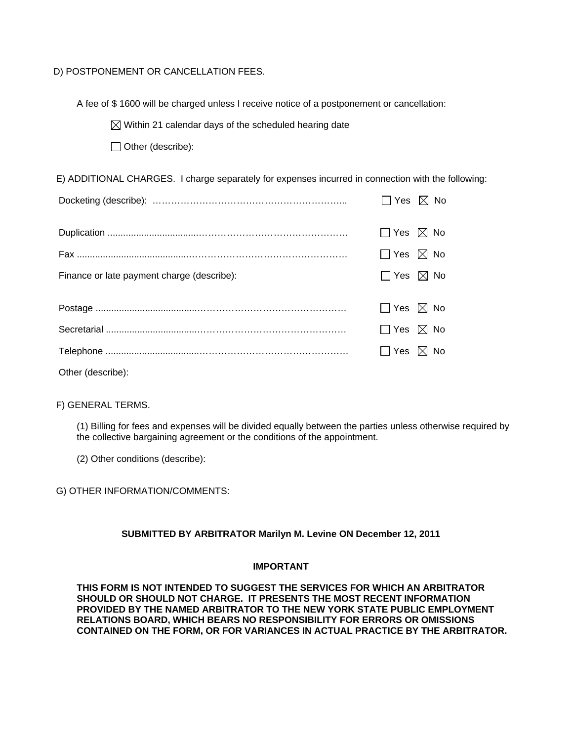D) POSTPONEMENT OR CANCELLATION FEES.

A fee of $ 1600 will be charged unless I receive notice of a postponement or cancellation:

☒ Within 21 calendar days of the scheduled hearing date

☐ Other (describe):

E) ADDITIONAL CHARGES. I charge separately for expenses incurred in connection with the following:

| | |
|---|---|
| Docketing (describe): ………………………………………………….. | ☐ Yes ☒ No |
| Duplication ……………………………………………………………… | ☐ Yes ☒ No |
| Fax ……………………………………………………………………… | ☐ Yes ☒ No |
| Finance or late payment charge (describe): | ☐ Yes ☒ No |
| Postage ………………………………………………………………… | ☐ Yes ☒ No |
| Secretarial ……………………………………………………………… | ☐ Yes ☒ No |
| Telephone ……………………………………………………………… | ☐ Yes ☒ No |

Other (describe):

F) GENERAL TERMS.

(1) Billing for fees and expenses will be divided equally between the parties unless otherwise required by the collective bargaining agreement or the conditions of the appointment.

(2) Other conditions (describe):

G) OTHER INFORMATION/COMMENTS:

**SUBMITTED BY ARBITRATOR Marilyn M. Levine ON December 12, 2011**

**IMPORTANT**

**THIS FORM IS NOT INTENDED TO SUGGEST THE SERVICES FOR WHICH AN ARBITRATOR SHOULD OR SHOULD NOT CHARGE. IT PRESENTS THE MOST RECENT INFORMATION PROVIDED BY THE NAMED ARBITRATOR TO THE NEW YORK STATE PUBLIC EMPLOYMENT RELATIONS BOARD, WHICH BEARS NO RESPONSIBILITY FOR ERRORS OR OMISSIONS CONTAINED ON THE FORM, OR FOR VARIANCES IN ACTUAL PRACTICE BY THE ARBITRATOR.**